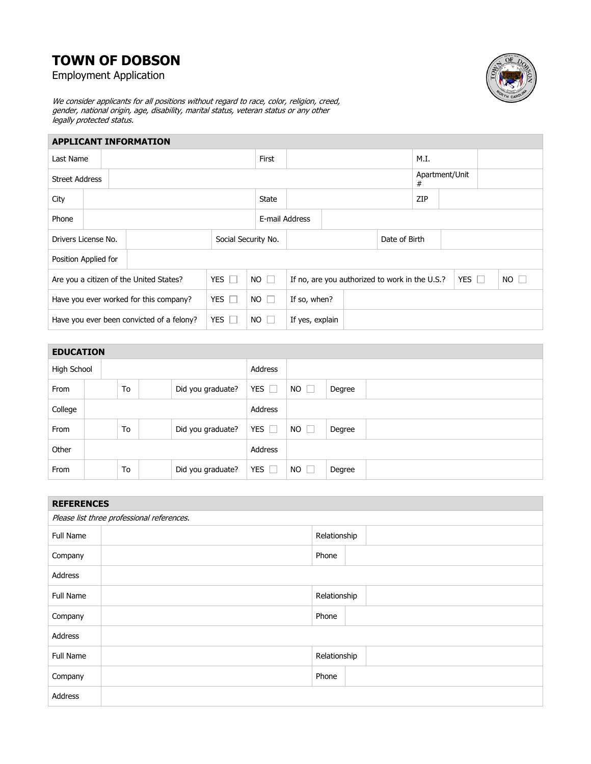# TOWN OF DOBSON

Employment Application

*We consider applicants for all positions without regard to race, color, religion, creed, gender, national origin, age, disability, marital status, veteran status or any other legally protected status.*

| APPLICANT INFORMATION | | | | | | | |
|---|---|---|---|---|---|---|---|
| Last Name | | First | | M.I. | | | |
| Street Address | | | | Apartment/Unit # | | | |
| City | | State | | ZIP | | | |
| Phone | | E-mail Address | | | | | |
| Drivers License No. | | Social Security No. | | Date of Birth | | | |
| Position Applied for | | | | | | | |
| Are you a citizen of the United States? | YES ☐ | NO ☐ | If no, are you authorized to work in the U.S.? | YES ☐ | NO ☐ | | |
| Have you ever worked for this company? | YES ☐ | NO ☐ | If so, when? | | | | |
| Have you ever been convicted of a felony? | YES ☐ | NO ☐ | If yes, explain | | | | |

| EDUCATION | | | | | | | | | |
|---|---|---|---|---|---|---|---|---|---|
| High School | | | | | Address | | | | |
| From | | To | | Did you graduate? | YES ☐ | NO ☐ | Degree | | |
| College | | | | | Address | | | | |
| From | | To | | Did you graduate? | YES ☐ | NO ☐ | Degree | | |
| Other | | | | | Address | | | | |
| From | | To | | Did you graduate? | YES ☐ | NO ☐ | Degree | | |

| REFERENCES | | | |
|---|---|---|---|
| *Please list three professional references.* | | | |
| Full Name | | Relationship | |
| Company | | Phone | |
| Address | | | |
| Full Name | | Relationship | |
| Company | | Phone | |
| Address | | | |
| Full Name | | Relationship | |
| Company | | Phone | |
| Address | | | |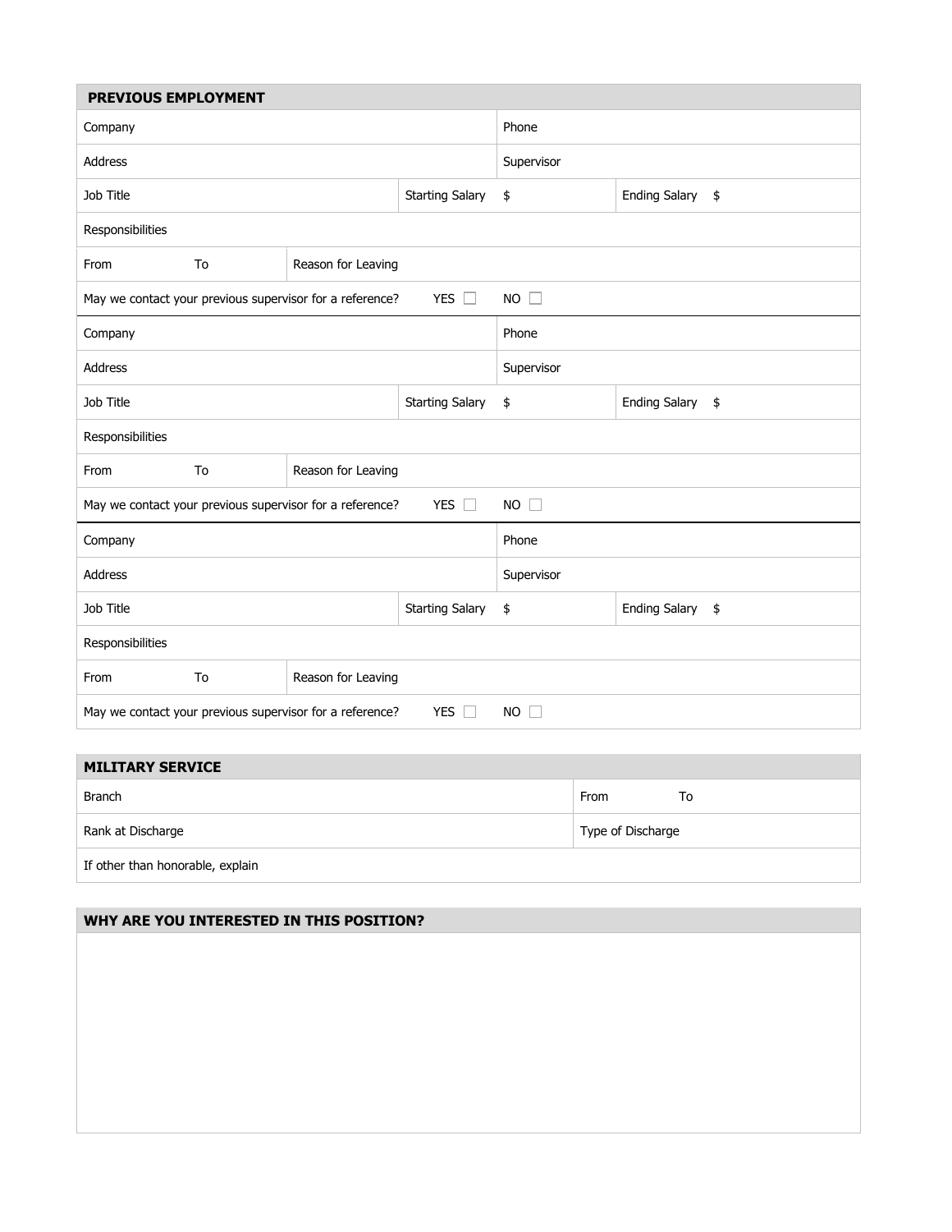## PREVIOUS EMPLOYMENT

| | | | | |
|---|---|---|---|---|
| Company | | | Phone | |
| Address | | | Supervisor | |
| Job Title | | Starting Salary | $ | Ending Salary $ |
| Responsibilities | | | | |
| From To | Reason for Leaving | | | |
| May we contact your previous supervisor for a reference? | | YES ☐ | NO ☐ | |
| Company | | | Phone | |
| Address | | | Supervisor | |
| Job Title | | Starting Salary | $ | Ending Salary $ |
| Responsibilities | | | | |
| From To | Reason for Leaving | | | |
| May we contact your previous supervisor for a reference? | | YES ☐ | NO ☐ | |
| Company | | | Phone | |
| Address | | | Supervisor | |
| Job Title | | Starting Salary | $ | Ending Salary $ |
| Responsibilities | | | | |
| From To | Reason for Leaving | | | |
| May we contact your previous supervisor for a reference? | | YES ☐ | NO ☐ | |

## MILITARY SERVICE

| | |
|---|---|
| Branch | From To |
| Rank at Discharge | Type of Discharge |
| If other than honorable, explain | |

## WHY ARE YOU INTERESTED IN THIS POSITION?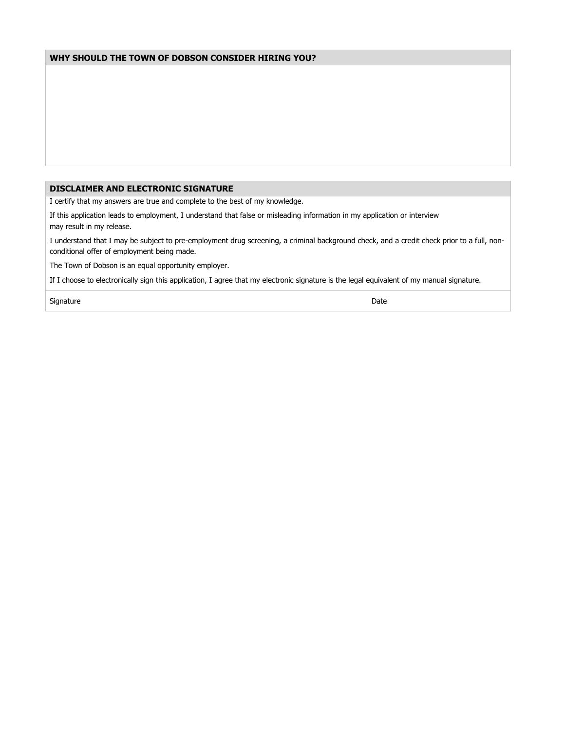## WHY SHOULD THE TOWN OF DOBSON CONSIDER HIRING YOU?

## DISCLAIMER AND ELECTRONIC SIGNATURE

I certify that my answers are true and complete to the best of my knowledge.

If this application leads to employment, I understand that false or misleading information in my application or interview may result in my release.

I understand that I may be subject to pre-employment drug screening, a criminal background check, and a credit check prior to a full, non-conditional offer of employment being made.

The Town of Dobson is an equal opportunity employer.

If I choose to electronically sign this application, I agree that my electronic signature is the legal equivalent of my manual signature.

| | |
|---|---|
| Signature | Date |